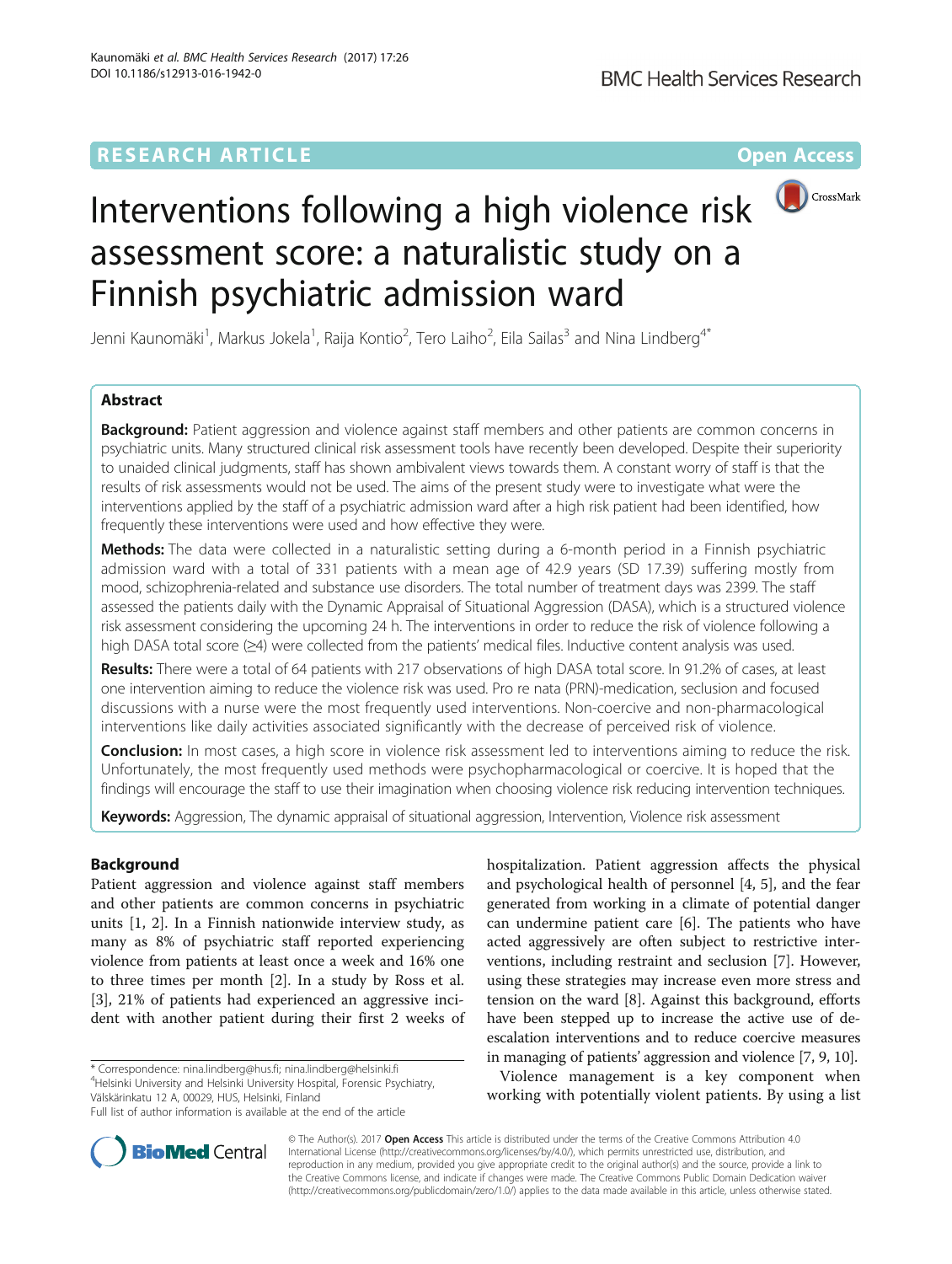RESEARCH ARTICLE

Open Access

# Interventions following a high violence risk assessment score: a naturalistic study on a Finnish psychiatric admission ward

Jenni Kaunomäki[1], Markus Jokela[1], Raija Kontio[2], Tero Laiho[2], Eila Sailas[3] and Nina Lindberg[4*]

## Abstract

**Background:** Patient aggression and violence against staff members and other patients are common concerns in psychiatric units. Many structured clinical risk assessment tools have recently been developed. Despite their superiority to unaided clinical judgments, staff has shown ambivalent views towards them. A constant worry of staff is that the results of risk assessments would not be used. The aims of the present study were to investigate what were the interventions applied by the staff of a psychiatric admission ward after a high risk patient had been identified, how frequently these interventions were used and how effective they were.

**Methods:** The data were collected in a naturalistic setting during a 6-month period in a Finnish psychiatric admission ward with a total of 331 patients with a mean age of 42.9 years (SD 17.39) suffering mostly from mood, schizophrenia-related and substance use disorders. The total number of treatment days was 2399. The staff assessed the patients daily with the Dynamic Appraisal of Situational Aggression (DASA), which is a structured violence risk assessment considering the upcoming 24 h. The interventions in order to reduce the risk of violence following a high DASA total score (≥4) were collected from the patients' medical files. Inductive content analysis was used.

**Results:** There were a total of 64 patients with 217 observations of high DASA total score. In 91.2% of cases, at least one intervention aiming to reduce the violence risk was used. Pro re nata (PRN)-medication, seclusion and focused discussions with a nurse were the most frequently used interventions. Non-coercive and non-pharmacological interventions like daily activities associated significantly with the decrease of perceived risk of violence.

**Conclusion:** In most cases, a high score in violence risk assessment led to interventions aiming to reduce the risk. Unfortunately, the most frequently used methods were psychopharmacological or coercive. It is hoped that the findings will encourage the staff to use their imagination when choosing violence risk reducing intervention techniques.

**Keywords:** Aggression, The dynamic appraisal of situational aggression, Intervention, Violence risk assessment

## Background

Patient aggression and violence against staff members and other patients are common concerns in psychiatric units [1, 2]. In a Finnish nationwide interview study, as many as 8% of psychiatric staff reported experiencing violence from patients at least once a week and 16% one to three times per month [2]. In a study by Ross et al. [3], 21% of patients had experienced an aggressive incident with another patient during their first 2 weeks of hospitalization. Patient aggression affects the physical and psychological health of personnel [4, 5], and the fear generated from working in a climate of potential danger can undermine patient care [6]. The patients who have acted aggressively are often subject to restrictive interventions, including restraint and seclusion [7]. However, using these strategies may increase even more stress and tension on the ward [8]. Against this background, efforts have been stepped up to increase the active use of de-escalation interventions and to reduce coercive measures in managing of patients' aggression and violence [7, 9, 10].

Violence management is a key component when working with potentially violent patients. By using a list

\* Correspondence: nina.lindberg@hus.fi; nina.lindberg@helsinki.fi
[4]Helsinki University and Helsinki University Hospital, Forensic Psychiatry, Välskärinkatu 12 A, 00029, HUS, Helsinki, Finland
Full list of author information is available at the end of the article

© The Author(s). 2017 **Open Access** This article is distributed under the terms of the Creative Commons Attribution 4.0 International License (http://creativecommons.org/licenses/by/4.0/), which permits unrestricted use, distribution, and reproduction in any medium, provided you give appropriate credit to the original author(s) and the source, provide a link to the Creative Commons license, and indicate if changes were made. The Creative Commons Public Domain Dedication waiver (http://creativecommons.org/publicdomain/zero/1.0/) applies to the data made available in this article, unless otherwise stated.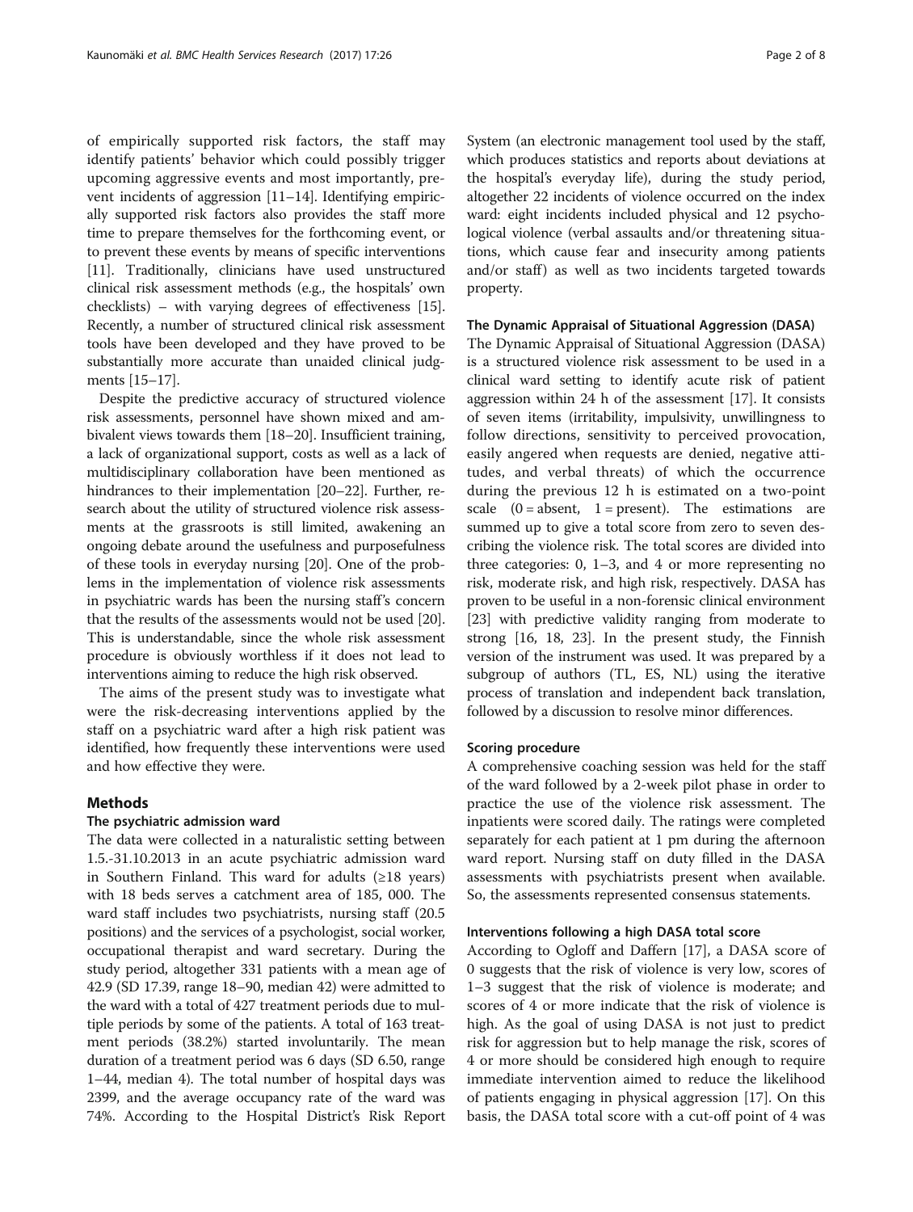of empirically supported risk factors, the staff may identify patients' behavior which could possibly trigger upcoming aggressive events and most importantly, prevent incidents of aggression [11–14]. Identifying empirically supported risk factors also provides the staff more time to prepare themselves for the forthcoming event, or to prevent these events by means of specific interventions [11]. Traditionally, clinicians have used unstructured clinical risk assessment methods (e.g., the hospitals' own checklists) – with varying degrees of effectiveness [15]. Recently, a number of structured clinical risk assessment tools have been developed and they have proved to be substantially more accurate than unaided clinical judgments [15–17].

Despite the predictive accuracy of structured violence risk assessments, personnel have shown mixed and ambivalent views towards them [18–20]. Insufficient training, a lack of organizational support, costs as well as a lack of multidisciplinary collaboration have been mentioned as hindrances to their implementation [20–22]. Further, research about the utility of structured violence risk assessments at the grassroots is still limited, awakening an ongoing debate around the usefulness and purposefulness of these tools in everyday nursing [20]. One of the problems in the implementation of violence risk assessments in psychiatric wards has been the nursing staff's concern that the results of the assessments would not be used [20]. This is understandable, since the whole risk assessment procedure is obviously worthless if it does not lead to interventions aiming to reduce the high risk observed.

The aims of the present study was to investigate what were the risk-decreasing interventions applied by the staff on a psychiatric ward after a high risk patient was identified, how frequently these interventions were used and how effective they were.

## Methods

### The psychiatric admission ward

The data were collected in a naturalistic setting between 1.5.-31.10.2013 in an acute psychiatric admission ward in Southern Finland. This ward for adults (≥18 years) with 18 beds serves a catchment area of 185, 000. The ward staff includes two psychiatrists, nursing staff (20.5 positions) and the services of a psychologist, social worker, occupational therapist and ward secretary. During the study period, altogether 331 patients with a mean age of 42.9 (SD 17.39, range 18–90, median 42) were admitted to the ward with a total of 427 treatment periods due to multiple periods by some of the patients. A total of 163 treatment periods (38.2%) started involuntarily. The mean duration of a treatment period was 6 days (SD 6.50, range 1–44, median 4). The total number of hospital days was 2399, and the average occupancy rate of the ward was 74%. According to the Hospital District's Risk Report System (an electronic management tool used by the staff, which produces statistics and reports about deviations at the hospital's everyday life), during the study period, altogether 22 incidents of violence occurred on the index ward: eight incidents included physical and 12 psychological violence (verbal assaults and/or threatening situations, which cause fear and insecurity among patients and/or staff) as well as two incidents targeted towards property.

### The Dynamic Appraisal of Situational Aggression (DASA)

The Dynamic Appraisal of Situational Aggression (DASA) is a structured violence risk assessment to be used in a clinical ward setting to identify acute risk of patient aggression within 24 h of the assessment [17]. It consists of seven items (irritability, impulsivity, unwillingness to follow directions, sensitivity to perceived provocation, easily angered when requests are denied, negative attitudes, and verbal threats) of which the occurrence during the previous 12 h is estimated on a two-point scale (0 = absent, 1 = present). The estimations are summed up to give a total score from zero to seven describing the violence risk. The total scores are divided into three categories: 0, 1–3, and 4 or more representing no risk, moderate risk, and high risk, respectively. DASA has proven to be useful in a non-forensic clinical environment [23] with predictive validity ranging from moderate to strong [16, 18, 23]. In the present study, the Finnish version of the instrument was used. It was prepared by a subgroup of authors (TL, ES, NL) using the iterative process of translation and independent back translation, followed by a discussion to resolve minor differences.

### Scoring procedure

A comprehensive coaching session was held for the staff of the ward followed by a 2-week pilot phase in order to practice the use of the violence risk assessment. The inpatients were scored daily. The ratings were completed separately for each patient at 1 pm during the afternoon ward report. Nursing staff on duty filled in the DASA assessments with psychiatrists present when available. So, the assessments represented consensus statements.

### Interventions following a high DASA total score

According to Ogloff and Daffern [17], a DASA score of 0 suggests that the risk of violence is very low, scores of 1–3 suggest that the risk of violence is moderate; and scores of 4 or more indicate that the risk of violence is high. As the goal of using DASA is not just to predict risk for aggression but to help manage the risk, scores of 4 or more should be considered high enough to require immediate intervention aimed to reduce the likelihood of patients engaging in physical aggression [17]. On this basis, the DASA total score with a cut-off point of 4 was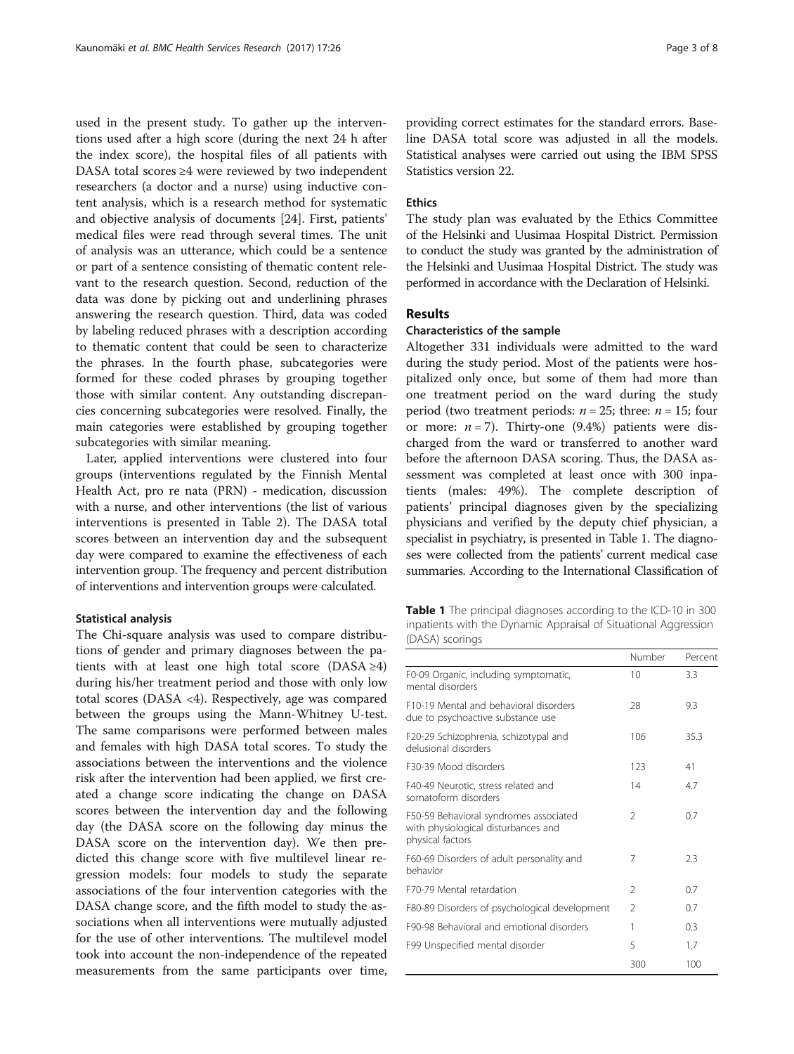used in the present study. To gather up the interventions used after a high score (during the next 24 h after the index score), the hospital files of all patients with DASA total scores ≥4 were reviewed by two independent researchers (a doctor and a nurse) using inductive content analysis, which is a research method for systematic and objective analysis of documents [24]. First, patients' medical files were read through several times. The unit of analysis was an utterance, which could be a sentence or part of a sentence consisting of thematic content relevant to the research question. Second, reduction of the data was done by picking out and underlining phrases answering the research question. Third, data was coded by labeling reduced phrases with a description according to thematic content that could be seen to characterize the phrases. In the fourth phase, subcategories were formed for these coded phrases by grouping together those with similar content. Any outstanding discrepancies concerning subcategories were resolved. Finally, the main categories were established by grouping together subcategories with similar meaning.

Later, applied interventions were clustered into four groups (interventions regulated by the Finnish Mental Health Act, pro re nata (PRN) - medication, discussion with a nurse, and other interventions (the list of various interventions is presented in Table 2). The DASA total scores between an intervention day and the subsequent day were compared to examine the effectiveness of each intervention group. The frequency and percent distribution of interventions and intervention groups were calculated.

### Statistical analysis

The Chi-square analysis was used to compare distributions of gender and primary diagnoses between the patients with at least one high total score (DASA ≥4) during his/her treatment period and those with only low total scores (DASA <4). Respectively, age was compared between the groups using the Mann-Whitney U-test. The same comparisons were performed between males and females with high DASA total scores. To study the associations between the interventions and the violence risk after the intervention had been applied, we first created a change score indicating the change on DASA scores between the intervention day and the following day (the DASA score on the following day minus the DASA score on the intervention day). We then predicted this change score with five multilevel linear regression models: four models to study the separate associations of the four intervention categories with the DASA change score, and the fifth model to study the associations when all interventions were mutually adjusted for the use of other interventions. The multilevel model took into account the non-independence of the repeated measurements from the same participants over time, providing correct estimates for the standard errors. Baseline DASA total score was adjusted in all the models. Statistical analyses were carried out using the IBM SPSS Statistics version 22.

### Ethics

The study plan was evaluated by the Ethics Committee of the Helsinki and Uusimaa Hospital District. Permission to conduct the study was granted by the administration of the Helsinki and Uusimaa Hospital District. The study was performed in accordance with the Declaration of Helsinki.

## Results

### Characteristics of the sample

Altogether 331 individuals were admitted to the ward during the study period. Most of the patients were hospitalized only once, but some of them had more than one treatment period on the ward during the study period (two treatment periods: $n = 25$; three: $n = 15$; four or more: $n = 7$). Thirty-one (9.4%) patients were discharged from the ward or transferred to another ward before the afternoon DASA scoring. Thus, the DASA assessment was completed at least once with 300 inpatients (males: 49%). The complete description of patients' principal diagnoses given by the specializing physicians and verified by the deputy chief physician, a specialist in psychiatry, is presented in Table 1. The diagnoses were collected from the patients' current medical case summaries. According to the International Classification of

**Table 1** The principal diagnoses according to the ICD-10 in 300 inpatients with the Dynamic Appraisal of Situational Aggression (DASA) scorings

| | Number | Percent |
|---|---|---|
| F0-09 Organic, including symptomatic, mental disorders | 10 | 3.3 |
| F10-19 Mental and behavioral disorders due to psychoactive substance use | 28 | 9.3 |
| F20-29 Schizophrenia, schizotypal and delusional disorders | 106 | 35.3 |
| F30-39 Mood disorders | 123 | 41 |
| F40-49 Neurotic, stress related and somatoform disorders | 14 | 4.7 |
| F50-59 Behavioral syndromes associated with physiological disturbances and physical factors | 2 | 0.7 |
| F60-69 Disorders of adult personality and behavior | 7 | 2.3 |
| F70-79 Mental retardation | 2 | 0.7 |
| F80-89 Disorders of psychological development | 2 | 0.7 |
| F90-98 Behavioral and emotional disorders | 1 | 0.3 |
| F99 Unspecified mental disorder | 5 | 1.7 |
| | 300 | 100 |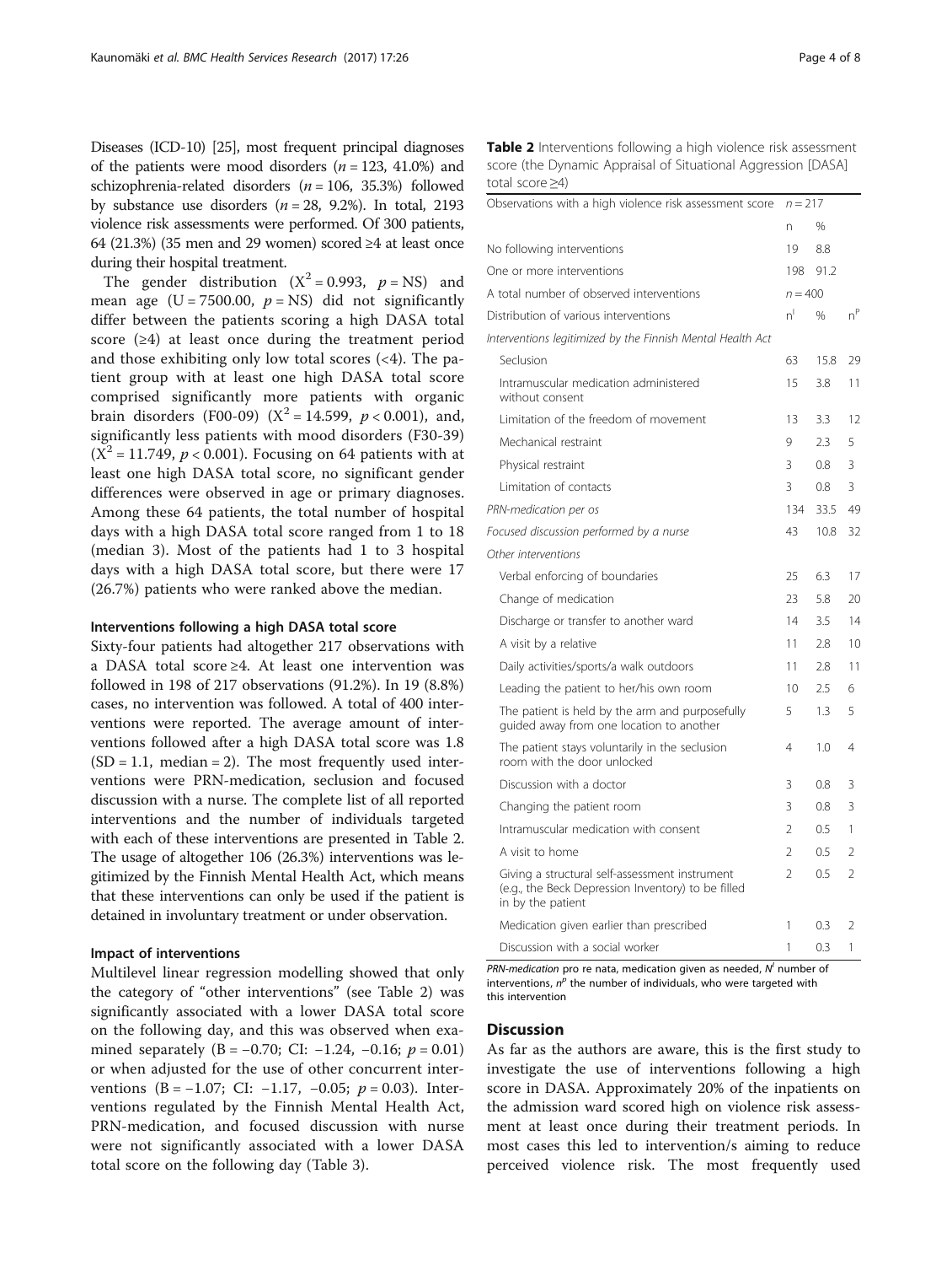Diseases (ICD-10) [25], most frequent principal diagnoses of the patients were mood disorders ($n = 123$, 41.0%) and schizophrenia-related disorders ($n = 106$, 35.3%) followed by substance use disorders ($n = 28$, 9.2%). In total, 2193 violence risk assessments were performed. Of 300 patients, 64 (21.3%) (35 men and 29 women) scored ≥4 at least once during their hospital treatment.

The gender distribution ($X^2 = 0.993$, $p =$ NS) and mean age (U = 7500.00, $p =$ NS) did not significantly differ between the patients scoring a high DASA total score (≥4) at least once during the treatment period and those exhibiting only low total scores (<4). The patient group with at least one high DASA total score comprised significantly more patients with organic brain disorders (F00-09) ($X^2 = 14.599$, $p < 0.001$), and, significantly less patients with mood disorders (F30-39) ($X^2 = 11.749$, $p < 0.001$). Focusing on 64 patients with at least one high DASA total score, no significant gender differences were observed in age or primary diagnoses. Among these 64 patients, the total number of hospital days with a high DASA total score ranged from 1 to 18 (median 3). Most of the patients had 1 to 3 hospital days with a high DASA total score, but there were 17 (26.7%) patients who were ranked above the median.

#### Interventions following a high DASA total score

Sixty-four patients had altogether 217 observations with a DASA total score ≥4. At least one intervention was followed in 198 of 217 observations (91.2%). In 19 (8.8%) cases, no intervention was followed. A total of 400 interventions were reported. The average amount of interventions followed after a high DASA total score was 1.8 (SD = 1.1, median = 2). The most frequently used interventions were PRN-medication, seclusion and focused discussion with a nurse. The complete list of all reported interventions and the number of individuals targeted with each of these interventions are presented in Table 2. The usage of altogether 106 (26.3%) interventions was legitimized by the Finnish Mental Health Act, which means that these interventions can only be used if the patient is detained in involuntary treatment or under observation.

#### Impact of interventions

Multilevel linear regression modelling showed that only the category of "other interventions" (see Table 2) was significantly associated with a lower DASA total score on the following day, and this was observed when examined separately (B = −0.70; CI: −1.24, −0.16; $p = 0.01$) or when adjusted for the use of other concurrent interventions (B = −1.07; CI: −1.17, −0.05; $p = 0.03$). Interventions regulated by the Finnish Mental Health Act, PRN-medication, and focused discussion with nurse were not significantly associated with a lower DASA total score on the following day (Table 3).

**Table 2** Interventions following a high violence risk assessment score (the Dynamic Appraisal of Situational Aggression [DASA] total score ≥4)

| Observations with a high violence risk assessment score | $n = 217$ | | |
|---|---|---|---|
| | n | % | |
| No following interventions | 19 | 8.8 | |
| One or more interventions | 198 | 91.2 | |
| A total number of observed interventions | $n = 400$ | | |
| Distribution of various interventions | $n^I$ | % | $n^P$ |
| *Interventions legitimized by the Finnish Mental Health Act* | | | |
| Seclusion | 63 | 15.8 | 29 |
| Intramuscular medication administered without consent | 15 | 3.8 | 11 |
| Limitation of the freedom of movement | 13 | 3.3 | 12 |
| Mechanical restraint | 9 | 2.3 | 5 |
| Physical restraint | 3 | 0.8 | 3 |
| Limitation of contacts | 3 | 0.8 | 3 |
| *PRN-medication per os* | 134 | 33.5 | 49 |
| *Focused discussion performed by a nurse* | 43 | 10.8 | 32 |
| *Other interventions* | | | |
| Verbal enforcing of boundaries | 25 | 6.3 | 17 |
| Change of medication | 23 | 5.8 | 20 |
| Discharge or transfer to another ward | 14 | 3.5 | 14 |
| A visit by a relative | 11 | 2.8 | 10 |
| Daily activities/sports/a walk outdoors | 11 | 2.8 | 11 |
| Leading the patient to her/his own room | 10 | 2.5 | 6 |
| The patient is held by the arm and purposefully guided away from one location to another | 5 | 1.3 | 5 |
| The patient stays voluntarily in the seclusion room with the door unlocked | 4 | 1.0 | 4 |
| Discussion with a doctor | 3 | 0.8 | 3 |
| Changing the patient room | 3 | 0.8 | 3 |
| Intramuscular medication with consent | 2 | 0.5 | 1 |
| A visit to home | 2 | 0.5 | 2 |
| Giving a structural self-assessment instrument (e.g., the Beck Depression Inventory) to be filled in by the patient | 2 | 0.5 | 2 |
| Medication given earlier than prescribed | 1 | 0.3 | 2 |
| Discussion with a social worker | 1 | 0.3 | 1 |

*PRN-medication* pro re nata, medication given as needed, $N^I$ number of interventions, $n^P$ the number of individuals, who were targeted with this intervention

## Discussion

As far as the authors are aware, this is the first study to investigate the use of interventions following a high score in DASA. Approximately 20% of the inpatients on the admission ward scored high on violence risk assessment at least once during their treatment periods. In most cases this led to intervention/s aiming to reduce perceived violence risk. The most frequently used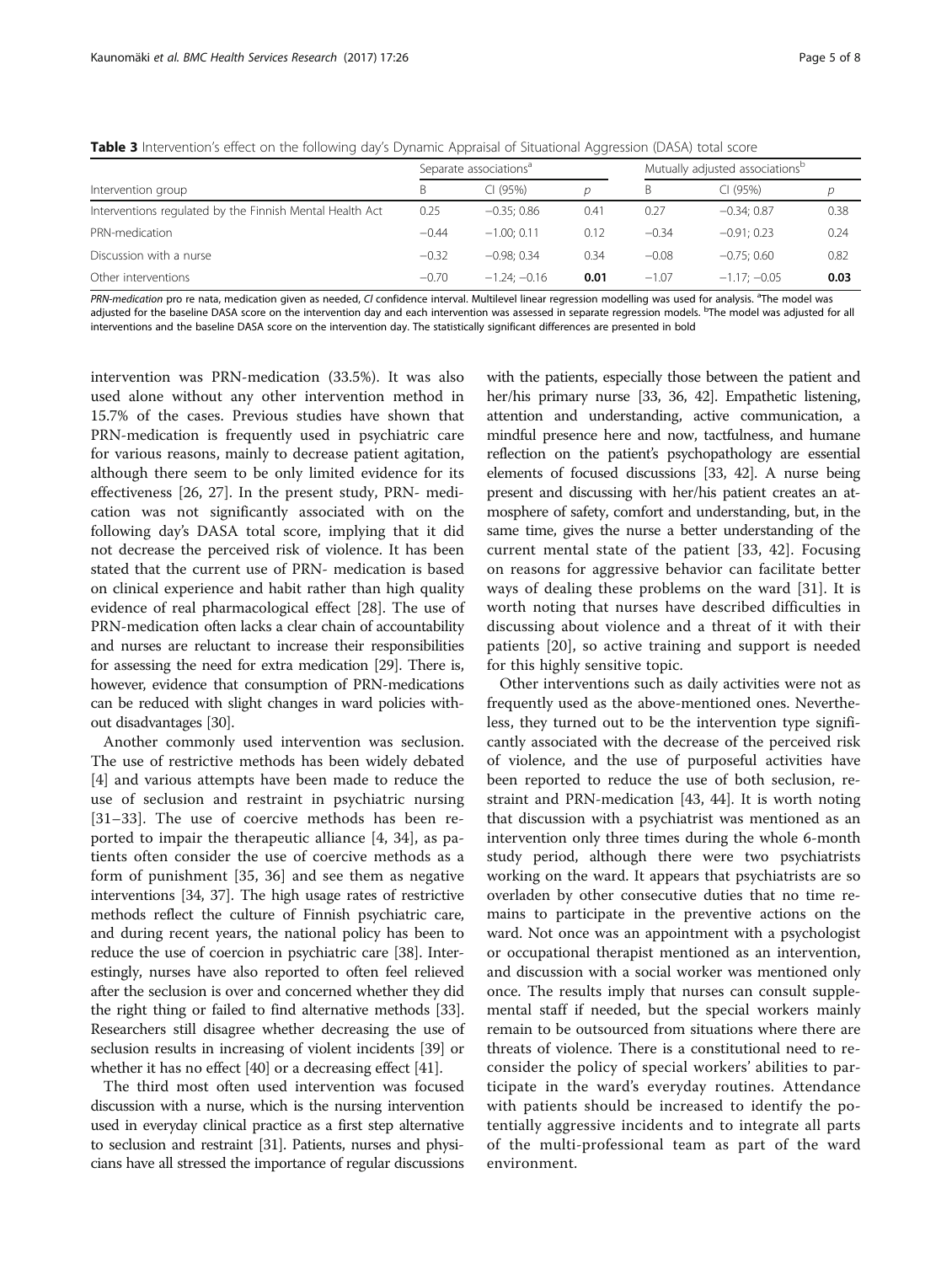**Table 3** Intervention's effect on the following day's Dynamic Appraisal of Situational Aggression (DASA) total score

| Intervention group | Separate associations[a] | | | Mutually adjusted associations[b] | | |
|---|---|---|---|---|---|---|
| | B | CI (95%) | *p* | B | CI (95%) | *p* |
| Interventions regulated by the Finnish Mental Health Act | 0.25 | −0.35; 0.86 | 0.41 | 0.27 | −0.34; 0.87 | 0.38 |
| PRN-medication | −0.44 | −1.00; 0.11 | 0.12 | −0.34 | −0.91; 0.23 | 0.24 |
| Discussion with a nurse | −0.32 | −0.98; 0.34 | 0.34 | −0.08 | −0.75; 0.60 | 0.82 |
| Other interventions | −0.70 | −1.24; −0.16 | **0.01** | −1.07 | −1.17; −0.05 | **0.03** |

*PRN-medication* pro re nata, medication given as needed, *CI* confidence interval. Multilevel linear regression modelling was used for analysis. [a]The model was adjusted for the baseline DASA score on the intervention day and each intervention was assessed in separate regression models. [b]The model was adjusted for all interventions and the baseline DASA score on the intervention day. The statistically significant differences are presented in bold

intervention was PRN-medication (33.5%). It was also used alone without any other intervention method in 15.7% of the cases. Previous studies have shown that PRN-medication is frequently used in psychiatric care for various reasons, mainly to decrease patient agitation, although there seem to be only limited evidence for its effectiveness [26, 27]. In the present study, PRN- medication was not significantly associated with on the following day's DASA total score, implying that it did not decrease the perceived risk of violence. It has been stated that the current use of PRN- medication is based on clinical experience and habit rather than high quality evidence of real pharmacological effect [28]. The use of PRN-medication often lacks a clear chain of accountability and nurses are reluctant to increase their responsibilities for assessing the need for extra medication [29]. There is, however, evidence that consumption of PRN-medications can be reduced with slight changes in ward policies without disadvantages [30].

Another commonly used intervention was seclusion. The use of restrictive methods has been widely debated [4] and various attempts have been made to reduce the use of seclusion and restraint in psychiatric nursing [31–33]. The use of coercive methods has been reported to impair the therapeutic alliance [4, 34], as patients often consider the use of coercive methods as a form of punishment [35, 36] and see them as negative interventions [34, 37]. The high usage rates of restrictive methods reflect the culture of Finnish psychiatric care, and during recent years, the national policy has been to reduce the use of coercion in psychiatric care [38]. Interestingly, nurses have also reported to often feel relieved after the seclusion is over and concerned whether they did the right thing or failed to find alternative methods [33]. Researchers still disagree whether decreasing the use of seclusion results in increasing of violent incidents [39] or whether it has no effect [40] or a decreasing effect [41].

The third most often used intervention was focused discussion with a nurse, which is the nursing intervention used in everyday clinical practice as a first step alternative to seclusion and restraint [31]. Patients, nurses and physicians have all stressed the importance of regular discussions with the patients, especially those between the patient and her/his primary nurse [33, 36, 42]. Empathetic listening, attention and understanding, active communication, a mindful presence here and now, tactfulness, and humane reflection on the patient's psychopathology are essential elements of focused discussions [33, 42]. A nurse being present and discussing with her/his patient creates an atmosphere of safety, comfort and understanding, but, in the same time, gives the nurse a better understanding of the current mental state of the patient [33, 42]. Focusing on reasons for aggressive behavior can facilitate better ways of dealing these problems on the ward [31]. It is worth noting that nurses have described difficulties in discussing about violence and a threat of it with their patients [20], so active training and support is needed for this highly sensitive topic.

Other interventions such as daily activities were not as frequently used as the above-mentioned ones. Nevertheless, they turned out to be the intervention type significantly associated with the decrease of the perceived risk of violence, and the use of purposeful activities have been reported to reduce the use of both seclusion, restraint and PRN-medication [43, 44]. It is worth noting that discussion with a psychiatrist was mentioned as an intervention only three times during the whole 6-month study period, although there were two psychiatrists working on the ward. It appears that psychiatrists are so overladen by other consecutive duties that no time remains to participate in the preventive actions on the ward. Not once was an appointment with a psychologist or occupational therapist mentioned as an intervention, and discussion with a social worker was mentioned only once. The results imply that nurses can consult supplemental staff if needed, but the special workers mainly remain to be outsourced from situations where there are threats of violence. There is a constitutional need to reconsider the policy of special workers' abilities to participate in the ward's everyday routines. Attendance with patients should be increased to identify the potentially aggressive incidents and to integrate all parts of the multi-professional team as part of the ward environment.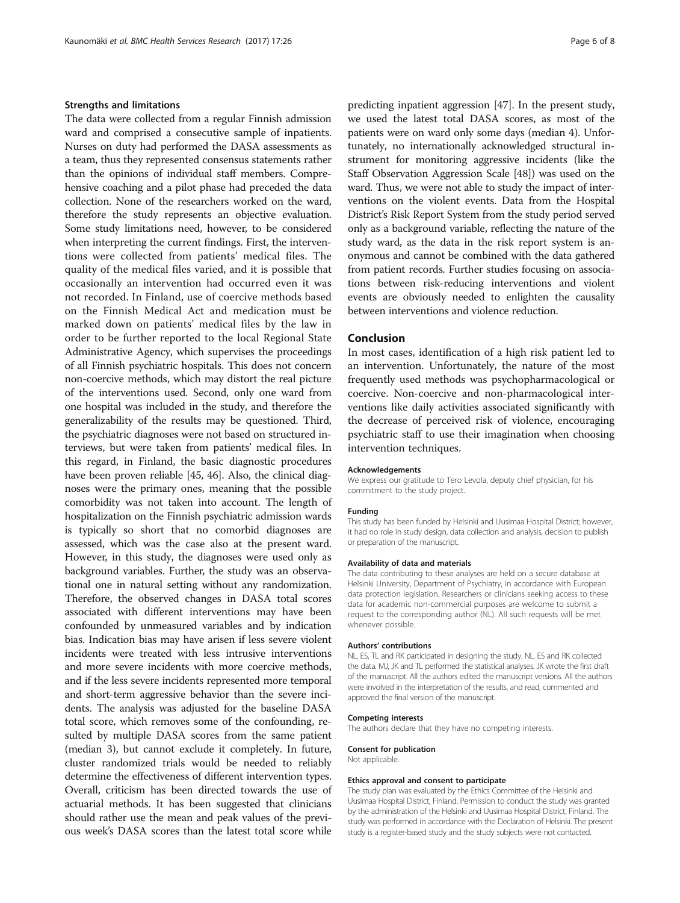### Strengths and limitations

The data were collected from a regular Finnish admission ward and comprised a consecutive sample of inpatients. Nurses on duty had performed the DASA assessments as a team, thus they represented consensus statements rather than the opinions of individual staff members. Comprehensive coaching and a pilot phase had preceded the data collection. None of the researchers worked on the ward, therefore the study represents an objective evaluation. Some study limitations need, however, to be considered when interpreting the current findings. First, the interventions were collected from patients' medical files. The quality of the medical files varied, and it is possible that occasionally an intervention had occurred even it was not recorded. In Finland, use of coercive methods based on the Finnish Medical Act and medication must be marked down on patients' medical files by the law in order to be further reported to the local Regional State Administrative Agency, which supervises the proceedings of all Finnish psychiatric hospitals. This does not concern non-coercive methods, which may distort the real picture of the interventions used. Second, only one ward from one hospital was included in the study, and therefore the generalizability of the results may be questioned. Third, the psychiatric diagnoses were not based on structured interviews, but were taken from patients' medical files. In this regard, in Finland, the basic diagnostic procedures have been proven reliable [45, 46]. Also, the clinical diagnoses were the primary ones, meaning that the possible comorbidity was not taken into account. The length of hospitalization on the Finnish psychiatric admission wards is typically so short that no comorbid diagnoses are assessed, which was the case also at the present ward. However, in this study, the diagnoses were used only as background variables. Further, the study was an observational one in natural setting without any randomization. Therefore, the observed changes in DASA total scores associated with different interventions may have been confounded by unmeasured variables and by indication bias. Indication bias may have arisen if less severe violent incidents were treated with less intrusive interventions and more severe incidents with more coercive methods, and if the less severe incidents represented more temporal and short-term aggressive behavior than the severe incidents. The analysis was adjusted for the baseline DASA total score, which removes some of the confounding, resulted by multiple DASA scores from the same patient (median 3), but cannot exclude it completely. In future, cluster randomized trials would be needed to reliably determine the effectiveness of different intervention types. Overall, criticism has been directed towards the use of actuarial methods. It has been suggested that clinicians should rather use the mean and peak values of the previous week's DASA scores than the latest total score while predicting inpatient aggression [47]. In the present study, we used the latest total DASA scores, as most of the patients were on ward only some days (median 4). Unfortunately, no internationally acknowledged structural instrument for monitoring aggressive incidents (like the Staff Observation Aggression Scale [48]) was used on the ward. Thus, we were not able to study the impact of interventions on the violent events. Data from the Hospital District's Risk Report System from the study period served only as a background variable, reflecting the nature of the study ward, as the data in the risk report system is anonymous and cannot be combined with the data gathered from patient records. Further studies focusing on associations between risk-reducing interventions and violent events are obviously needed to enlighten the causality between interventions and violence reduction.

## Conclusion

In most cases, identification of a high risk patient led to an intervention. Unfortunately, the nature of the most frequently used methods was psychopharmacological or coercive. Non-coercive and non-pharmacological interventions like daily activities associated significantly with the decrease of perceived risk of violence, encouraging psychiatric staff to use their imagination when choosing intervention techniques.

#### Acknowledgements

We express our gratitude to Tero Levola, deputy chief physician, for his commitment to the study project.

#### Funding

This study has been funded by Helsinki and Uusimaa Hospital District; however, it had no role in study design, data collection and analysis, decision to publish or preparation of the manuscript.

#### Availability of data and materials

The data contributing to these analyses are held on a secure database at Helsinki University, Department of Psychiatry, in accordance with European data protection legislation. Researchers or clinicians seeking access to these data for academic non-commercial purposes are welcome to submit a request to the corresponding author (NL). All such requests will be met whenever possible.

#### Authors' contributions

NL, ES, TL and RK participated in designing the study. NL, ES and RK collected the data. MJ, JK and TL performed the statistical analyses. JK wrote the first draft of the manuscript. All the authors edited the manuscript versions. All the authors were involved in the interpretation of the results, and read, commented and approved the final version of the manuscript.

#### Competing interests

The authors declare that they have no competing interests.

#### Consent for publication

Not applicable.

#### Ethics approval and consent to participate

The study plan was evaluated by the Ethics Committee of the Helsinki and Uusimaa Hospital District, Finland. Permission to conduct the study was granted by the administration of the Helsinki and Uusimaa Hospital District, Finland. The study was performed in accordance with the Declaration of Helsinki. The present study is a register-based study and the study subjects were not contacted.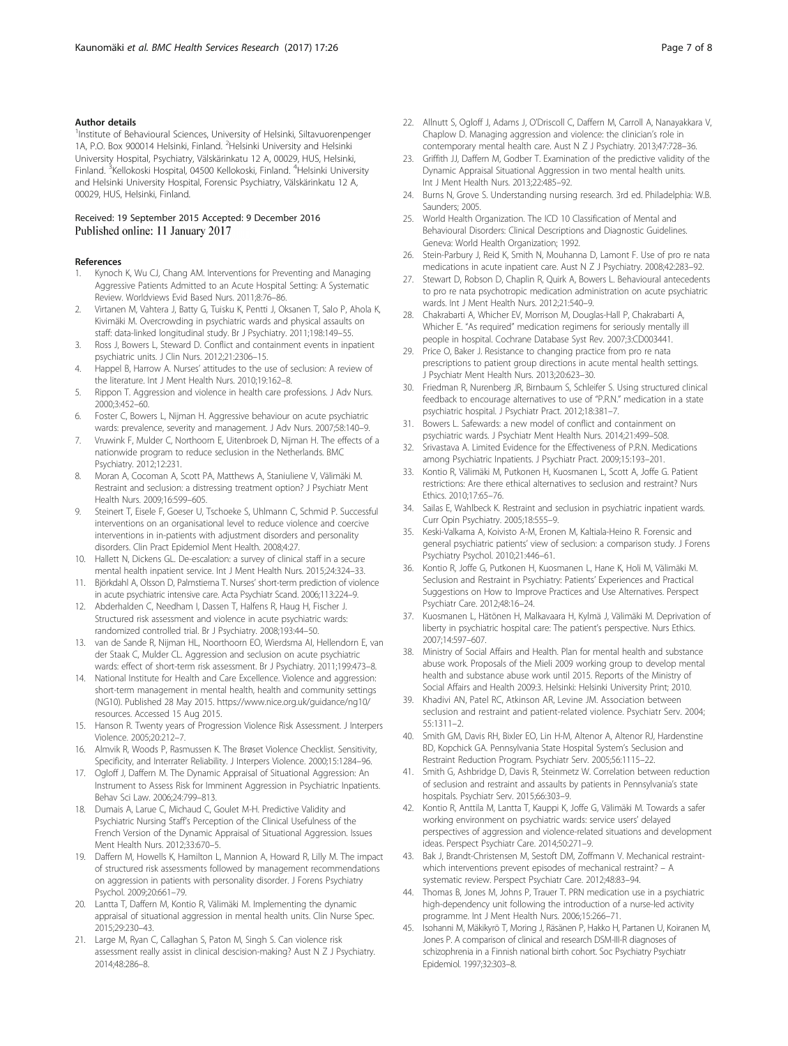#### Author details

[1]Institute of Behavioural Sciences, University of Helsinki, Siltavuorenpenger 1A, P.O. Box 900014 Helsinki, Finland. [2]Helsinki University and Helsinki University Hospital, Psychiatry, Välskärinkatu 12 A, 00029, HUS, Helsinki, Finland. [3]Kellokoski Hospital, 04500 Kellokoski, Finland. [4]Helsinki University and Helsinki University Hospital, Forensic Psychiatry, Välskärinkatu 12 A, 00029, HUS, Helsinki, Finland.

Received: 19 September 2015 Accepted: 9 December 2016
Published online: 11 January 2017

#### References

1. Kynoch K, Wu CJ, Chang AM. Interventions for Preventing and Managing Aggressive Patients Admitted to an Acute Hospital Setting: A Systematic Review. Worldviews Evid Based Nurs. 2011;8:76–86.
2. Virtanen M, Vahtera J, Batty G, Tuisku K, Pentti J, Oksanen T, Salo P, Ahola K, Kivimäki M. Overcrowding in psychiatric wards and physical assaults on staff: data-linked longitudinal study. Br J Psychiatry. 2011;198:149–55.
3. Ross J, Bowers L, Steward D. Conflict and containment events in inpatient psychiatric units. J Clin Nurs. 2012;21:2306–15.
4. Happel B, Harrow A. Nurses' attitudes to the use of seclusion: A review of the literature. Int J Ment Health Nurs. 2010;19:162–8.
5. Rippon T. Aggression and violence in health care professions. J Adv Nurs. 2000;3:452–60.
6. Foster C, Bowers L, Nijman H. Aggressive behaviour on acute psychiatric wards: prevalence, severity and management. J Adv Nurs. 2007;58:140–9.
7. Vruwink F, Mulder C, Northoorn E, Uitenbroek D, Nijman H. The effects of a nationwide program to reduce seclusion in the Netherlands. BMC Psychiatry. 2012;12:231.
8. Moran A, Cocoman A, Scott PA, Matthews A, Staniuliene V, Välimäki M. Restraint and seclusion: a distressing treatment option? J Psychiatr Ment Health Nurs. 2009;16:599–605.
9. Steinert T, Eisele F, Goeser U, Tschoeke S, Uhlmann C, Schmid P. Successful interventions on an organisational level to reduce violence and coercive interventions in in-patients with adjustment disorders and personality disorders. Clin Pract Epidemiol Ment Health. 2008;4:27.
10. Hallett N, Dickens GL. De-escalation: a survey of clinical staff in a secure mental health inpatient service. Int J Ment Health Nurs. 2015;24:324–33.
11. Björkdahl A, Olsson D, Palmstierna T. Nurses' short-term prediction of violence in acute psychiatric intensive care. Acta Psychiatr Scand. 2006;113:224–9.
12. Abderhalden C, Needham I, Dassen T, Halfens R, Haug H, Fischer J. Structured risk assessment and violence in acute psychiatric wards: randomized controlled trial. Br J Psychiatry. 2008;193:44–50.
13. van de Sande R, Nijman HL, Noorthoorn EO, Wierdsma AI, Hellendorn E, van der Staak C, Mulder CL. Aggression and seclusion on acute psychiatric wards: effect of short-term risk assessment. Br J Psychiatry. 2011;199:473–8.
14. National Institute for Health and Care Excellence. Violence and aggression: short-term management in mental health, health and community settings (NG10). Published 28 May 2015. https://www.nice.org.uk/guidance/ng10/resources. Accessed 15 Aug 2015.
15. Hanson R. Twenty years of Progression Violence Risk Assessment. J Interpers Violence. 2005;20:212–7.
16. Almvik R, Woods P, Rasmussen K. The Brøset Violence Checklist. Sensitivity, Specificity, and Interrater Reliability. J Interpers Violence. 2000;15:1284–96.
17. Ogloff J, Daffern M. The Dynamic Appraisal of Situational Aggression: An Instrument to Assess Risk for Imminent Aggression in Psychiatric Inpatients. Behav Sci Law. 2006;24:799–813.
18. Dumais A, Larue C, Michaud C, Goulet M-H. Predictive Validity and Psychiatric Nursing Staff's Perception of the Clinical Usefulness of the French Version of the Dynamic Appraisal of Situational Aggression. Issues Ment Health Nurs. 2012;33:670–5.
19. Daffern M, Howells K, Hamilton L, Mannion A, Howard R, Lilly M. The impact of structured risk assessments followed by management recommendations on aggression in patients with personality disorder. J Forens Psychiatry Psychol. 2009;20:661–79.
20. Lantta T, Daffern M, Kontio R, Välimäki M. Implementing the dynamic appraisal of situational aggression in mental health units. Clin Nurse Spec. 2015;29:230–43.
21. Large M, Ryan C, Callaghan S, Paton M, Singh S. Can violence risk assessment really assist in clinical descision-making? Aust N Z J Psychiatry. 2014;48:286–8.
22. Allnutt S, Ogloff J, Adams J, O'Driscoll C, Daffern M, Carroll A, Nanayakkara V, Chaplow D. Managing aggression and violence: the clinician's role in contemporary mental health care. Aust N Z J Psychiatry. 2013;47:728–36.
23. Griffith JJ, Daffern M, Godber T. Examination of the predictive validity of the Dynamic Appraisal Situational Aggression in two mental health units. Int J Ment Health Nurs. 2013;22:485–92.
24. Burns N, Grove S. Understanding nursing research. 3rd ed. Philadelphia: W.B. Saunders; 2005.
25. World Health Organization. The ICD 10 Classification of Mental and Behavioural Disorders: Clinical Descriptions and Diagnostic Guidelines. Geneva: World Health Organization; 1992.
26. Stein-Parbury J, Reid K, Smith N, Mouhanna D, Lamont F. Use of pro re nata medications in acute inpatient care. Aust N Z J Psychiatry. 2008;42:283–92.
27. Stewart D, Robson D, Chaplin R, Quirk A, Bowers L. Behavioural antecedents to pro re nata psychotropic medication administration on acute psychiatric wards. Int J Ment Health Nurs. 2012;21:540–9.
28. Chakrabarti A, Whicher EV, Morrison M, Douglas-Hall P, Chakrabarti A, Whicher E. "As required" medication regimens for seriously mentally ill people in hospital. Cochrane Database Syst Rev. 2007;3:CD003441.
29. Price O, Baker J. Resistance to changing practice from pro re nata prescriptions to patient group directions in acute mental health settings. J Psychiatr Ment Health Nurs. 2013;20:623–30.
30. Friedman R, Nurenberg JR, Birnbaum S, Schleifer S. Using structured clinical feedback to encourage alternatives to use of "P.R.N." medication in a state psychiatric hospital. J Psychiatr Pract. 2012;18:381–7.
31. Bowers L. Safewards: a new model of conflict and containment on psychiatric wards. J Psychiatr Ment Health Nurs. 2014;21:499–508.
32. Srivastava A. Limited Evidence for the Effectiveness of P.R.N. Medications among Psychiatric Inpatients. J Psychiatr Pract. 2009;15:193–201.
33. Kontio R, Välimäki M, Putkonen H, Kuosmanen L, Scott A, Joffe G. Patient restrictions: Are there ethical alternatives to seclusion and restraint? Nurs Ethics. 2010;17:65–76.
34. Sailas E, Wahlbeck K. Restraint and seclusion in psychiatric inpatient wards. Curr Opin Psychiatry. 2005;18:555–9.
35. Keski-Valkama A, Koivisto A-M, Eronen M, Kaltiala-Heino R. Forensic and general psychiatric patients' view of seclusion: a comparison study. J Forens Psychiatry Psychol. 2010;21:446–61.
36. Kontio R, Joffe G, Putkonen H, Kuosmanen L, Hane K, Holi M, Välimäki M. Seclusion and Restraint in Psychiatry: Patients' Experiences and Practical Suggestions on How to Improve Practices and Use Alternatives. Perspect Psychiatr Care. 2012;48:16–24.
37. Kuosmanen L, Hätönen H, Malkavaara H, Kylmä J, Välimäki M. Deprivation of liberty in psychiatric hospital care: The patient's perspective. Nurs Ethics. 2007;14:597–607.
38. Ministry of Social Affairs and Health. Plan for mental health and substance abuse work. Proposals of the Mieli 2009 working group to develop mental health and substance abuse work until 2015. Reports of the Ministry of Social Affairs and Health 2009:3. Helsinki: Helsinki University Print; 2010.
39. Khadivi AN, Patel RC, Atkinson AR, Levine JM. Association between seclusion and restraint and patient-related violence. Psychiatr Serv. 2004; 55:1311–2.
40. Smith GM, Davis RH, Bixler EO, Lin H-M, Altenor A, Altenor RJ, Hardenstine BD, Kopchick GA. Pennsylvania State Hospital System's Seclusion and Restraint Reduction Program. Psychiatr Serv. 2005;56:1115–22.
41. Smith G, Ashbridge D, Davis R, Steinmetz W. Correlation between reduction of seclusion and restraint and assaults by patients in Pennsylvania's state hospitals. Psychiatr Serv. 2015;66:303–9.
42. Kontio R, Anttila M, Lantta T, Kauppi K, Joffe G, Välimäki M. Towards a safer working environment on psychiatric wards: service users' delayed perspectives of aggression and violence-related situations and development ideas. Perspect Psychiatr Care. 2014;50:271–9.
43. Bak J, Brandt-Christensen M, Sestoft DM, Zoffmann V. Mechanical restraint-which interventions prevent episodes of mechanical restraint? – A systematic review. Perspect Psychiatr Care. 2012;48:83–94.
44. Thomas B, Jones M, Johns P, Trauer T. PRN medication use in a psychiatric high-dependency unit following the introduction of a nurse-led activity programme. Int J Ment Health Nurs. 2006;15:266–71.
45. Isohanni M, Mäkikyrö T, Moring J, Räsänen P, Hakko H, Partanen U, Koiranen M, Jones P. A comparison of clinical and research DSM-III-R diagnoses of schizophrenia in a Finnish national birth cohort. Soc Psychiatry Psychiatr Epidemiol. 1997;32:303–8.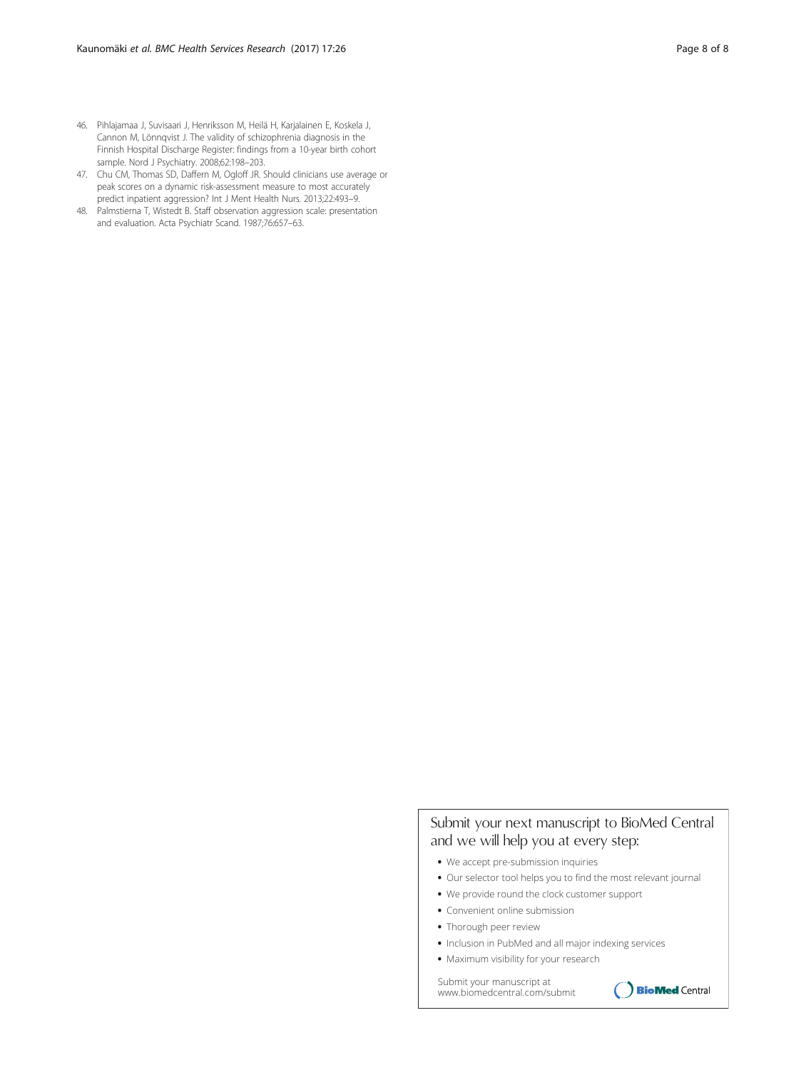46. Pihlajamaa J, Suvisaari J, Henriksson M, Heilä H, Karjalainen E, Koskela J, Cannon M, Lönnqvist J. The validity of schizophrenia diagnosis in the Finnish Hospital Discharge Register: findings from a 10-year birth cohort sample. Nord J Psychiatry. 2008;62:198–203.
47. Chu CM, Thomas SD, Daffern M, Ogloff JR. Should clinicians use average or peak scores on a dynamic risk-assessment measure to most accurately predict inpatient aggression? Int J Ment Health Nurs. 2013;22:493–9.
48. Palmstierna T, Wistedt B. Staff observation aggression scale: presentation and evaluation. Acta Psychiatr Scand. 1987;76:657–63.

Submit your next manuscript to BioMed Central and we will help you at every step:

- We accept pre-submission inquiries
- Our selector tool helps you to find the most relevant journal
- We provide round the clock customer support
- Convenient online submission
- Thorough peer review
- Inclusion in PubMed and all major indexing services
- Maximum visibility for your research

Submit your manuscript at
www.biomedcentral.com/submit

BioMed Central